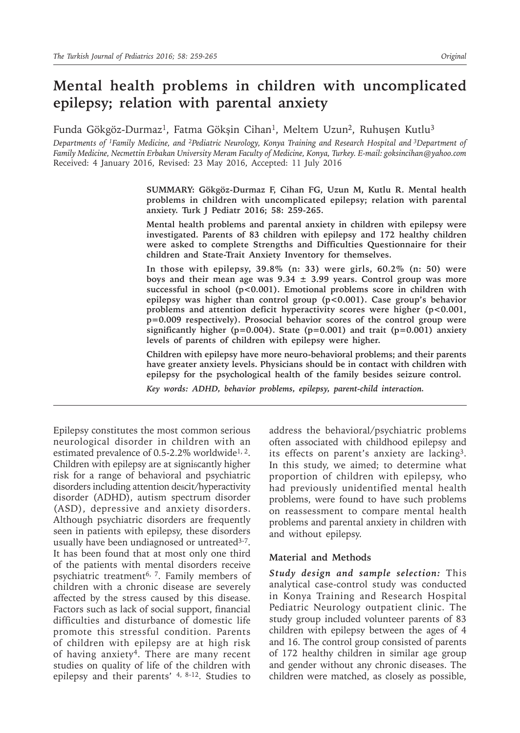# Mental health problems in children with uncomplicated epilepsy; relation with parental anxiety

Funda Gökgöz-Durmaz[1], Fatma Gökşin Cihan[1], Meltem Uzun[2], Ruhuşen Kutlu[3]

*Departments of [1]Family Medicine, and [2]Pediatric Neurology, Konya Training and Research Hospital and [3]Department of Family Medicine, Necmettin Erbakan University Meram Faculty of Medicine, Konya, Turkey. E-mail: goksincihan@yahoo.com*
Received: 4 January 2016, Revised: 23 May 2016, Accepted: 11 July 2016

**SUMMARY: Gökgöz-Durmaz F, Cihan FG, Uzun M, Kutlu R. Mental health problems in children with uncomplicated epilepsy; relation with parental anxiety. Turk J Pediatr 2016; 58: 259-265.**

**Mental health problems and parental anxiety in children with epilepsy were investigated. Parents of 83 children with epilepsy and 172 healthy children were asked to complete Strengths and Difficulties Questionnaire for their children and State-Trait Anxiety Inventory for themselves.**

**In those with epilepsy, 39.8% (n: 33) were girls, 60.2% (n: 50) were boys and their mean age was 9.34 ± 3.99 years. Control group was more successful in school (p<0.001). Emotional problems score in children with epilepsy was higher than control group (p<0.001). Case group's behavior problems and attention deficit hyperactivity scores were higher (p<0.001, p=0.009 respectively). Prosocial behavior scores of the control group were significantly higher (p=0.004). State (p=0.001) and trait (p=0.001) anxiety levels of parents of children with epilepsy were higher.**

**Children with epilepsy have more neuro-behavioral problems; and their parents have greater anxiety levels. Physicians should be in contact with children with epilepsy for the psychological health of the family besides seizure control.**

***Key words: ADHD, behavior problems, epilepsy, parent-child interaction.***

---

Epilepsy constitutes the most common serious neurological disorder in children with an estimated prevalence of 0.5-2.2% worldwide[1, 2]. Children with epilepsy are at significantly higher risk for a range of behavioral and psychiatric disorders including attention deficit/hyperactivity disorder (ADHD), autism spectrum disorder (ASD), depressive and anxiety disorders. Although psychiatric disorders are frequently seen in patients with epilepsy, these disorders usually have been undiagnosed or untreated[3-7]. It has been found that at most only one third of the patients with mental disorders receive psychiatric treatment[6, 7]. Family members of children with a chronic disease are severely affected by the stress caused by this disease. Factors such as lack of social support, financial difficulties and disturbance of domestic life promote this stressful condition. Parents of children with epilepsy are at high risk of having anxiety[4]. There are many recent studies on quality of life of the children with epilepsy and their parents' [4, 8-12]. Studies to address the behavioral/psychiatric problems often associated with childhood epilepsy and its effects on parent's anxiety are lacking[3]. In this study, we aimed; to determine what proportion of children with epilepsy, who had previously unidentified mental health problems, were found to have such problems on reassessment to compare mental health problems and parental anxiety in children with and without epilepsy.

## Material and Methods

***Study design and sample selection:*** This analytical case-control study was conducted in Konya Training and Research Hospital Pediatric Neurology outpatient clinic. The study group included volunteer parents of 83 children with epilepsy between the ages of 4 and 16. The control group consisted of parents of 172 healthy children in similar age group and gender without any chronic diseases. The children were matched, as closely as possible,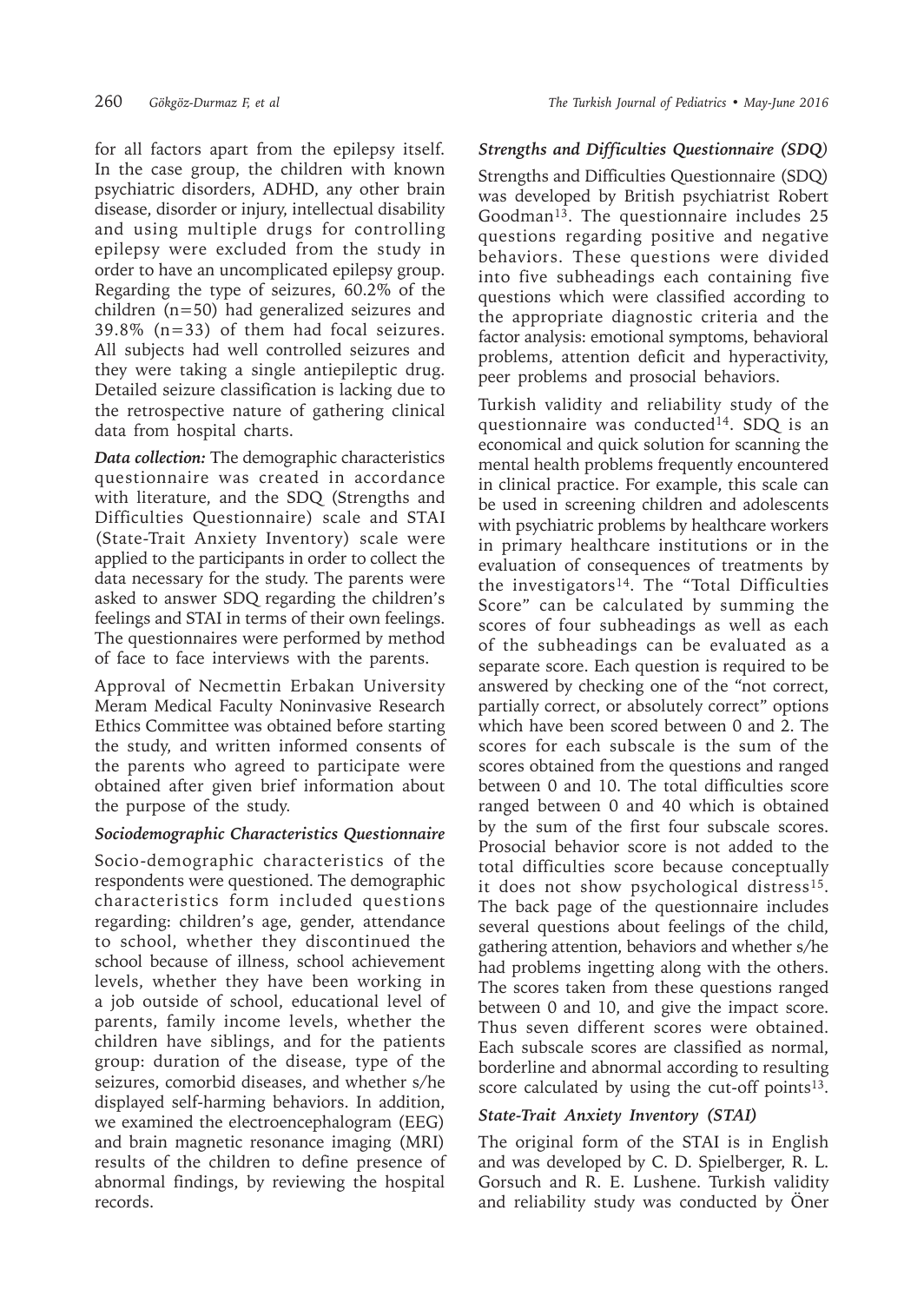for all factors apart from the epilepsy itself. In the case group, the children with known psychiatric disorders, ADHD, any other brain disease, disorder or injury, intellectual disability and using multiple drugs for controlling epilepsy were excluded from the study in order to have an uncomplicated epilepsy group. Regarding the type of seizures, 60.2% of the children (n=50) had generalized seizures and 39.8% (n=33) of them had focal seizures. All subjects had well controlled seizures and they were taking a single antiepileptic drug. Detailed seizure classification is lacking due to the retrospective nature of gathering clinical data from hospital charts.

***Data collection:*** The demographic characteristics questionnaire was created in accordance with literature, and the SDQ (Strengths and Difficulties Questionnaire) scale and STAI (State-Trait Anxiety Inventory) scale were applied to the participants in order to collect the data necessary for the study. The parents were asked to answer SDQ regarding the children's feelings and STAI in terms of their own feelings. The questionnaires were performed by method of face to face interviews with the parents.

Approval of Necmettin Erbakan University Meram Medical Faculty Noninvasive Research Ethics Committee was obtained before starting the study, and written informed consents of the parents who agreed to participate were obtained after given brief information about the purpose of the study.

### *Sociodemographic Characteristics Questionnaire*

Socio-demographic characteristics of the respondents were questioned. The demographic characteristics form included questions regarding: children's age, gender, attendance to school, whether they discontinued the school because of illness, school achievement levels, whether they have been working in a job outside of school, educational level of parents, family income levels, whether the children have siblings, and for the patients group: duration of the disease, type of the seizures, comorbid diseases, and whether s/he displayed self-harming behaviors. In addition, we examined the electroencephalogram (EEG) and brain magnetic resonance imaging (MRI) results of the children to define presence of abnormal findings, by reviewing the hospital records.

### *Strengths and Difficulties Questionnaire (SDQ)*

Strengths and Difficulties Questionnaire (SDQ) was developed by British psychiatrist Robert Goodman[13]. The questionnaire includes 25 questions regarding positive and negative behaviors. These questions were divided into five subheadings each containing five questions which were classified according to the appropriate diagnostic criteria and the factor analysis: emotional symptoms, behavioral problems, attention deficit and hyperactivity, peer problems and prosocial behaviors.

Turkish validity and reliability study of the questionnaire was conducted[14]. SDQ is an economical and quick solution for scanning the mental health problems frequently encountered in clinical practice. For example, this scale can be used in screening children and adolescents with psychiatric problems by healthcare workers in primary healthcare institutions or in the evaluation of consequences of treatments by the investigators[14]. The "Total Difficulties Score" can be calculated by summing the scores of four subheadings as well as each of the subheadings can be evaluated as a separate score. Each question is required to be answered by checking one of the "not correct, partially correct, or absolutely correct" options which have been scored between 0 and 2. The scores for each subscale is the sum of the scores obtained from the questions and ranged between 0 and 10. The total difficulties score ranged between 0 and 40 which is obtained by the sum of the first four subscale scores. Prosocial behavior score is not added to the total difficulties score because conceptually it does not show psychological distress[15]. The back page of the questionnaire includes several questions about feelings of the child, gathering attention, behaviors and whether s/he had problems ingetting along with the others. The scores taken from these questions ranged between 0 and 10, and give the impact score. Thus seven different scores were obtained. Each subscale scores are classified as normal, borderline and abnormal according to resulting score calculated by using the cut-off points[13].

### *State-Trait Anxiety Inventory (STAI)*

The original form of the STAI is in English and was developed by C. D. Spielberger, R. L. Gorsuch and R. E. Lushene. Turkish validity and reliability study was conducted by Öner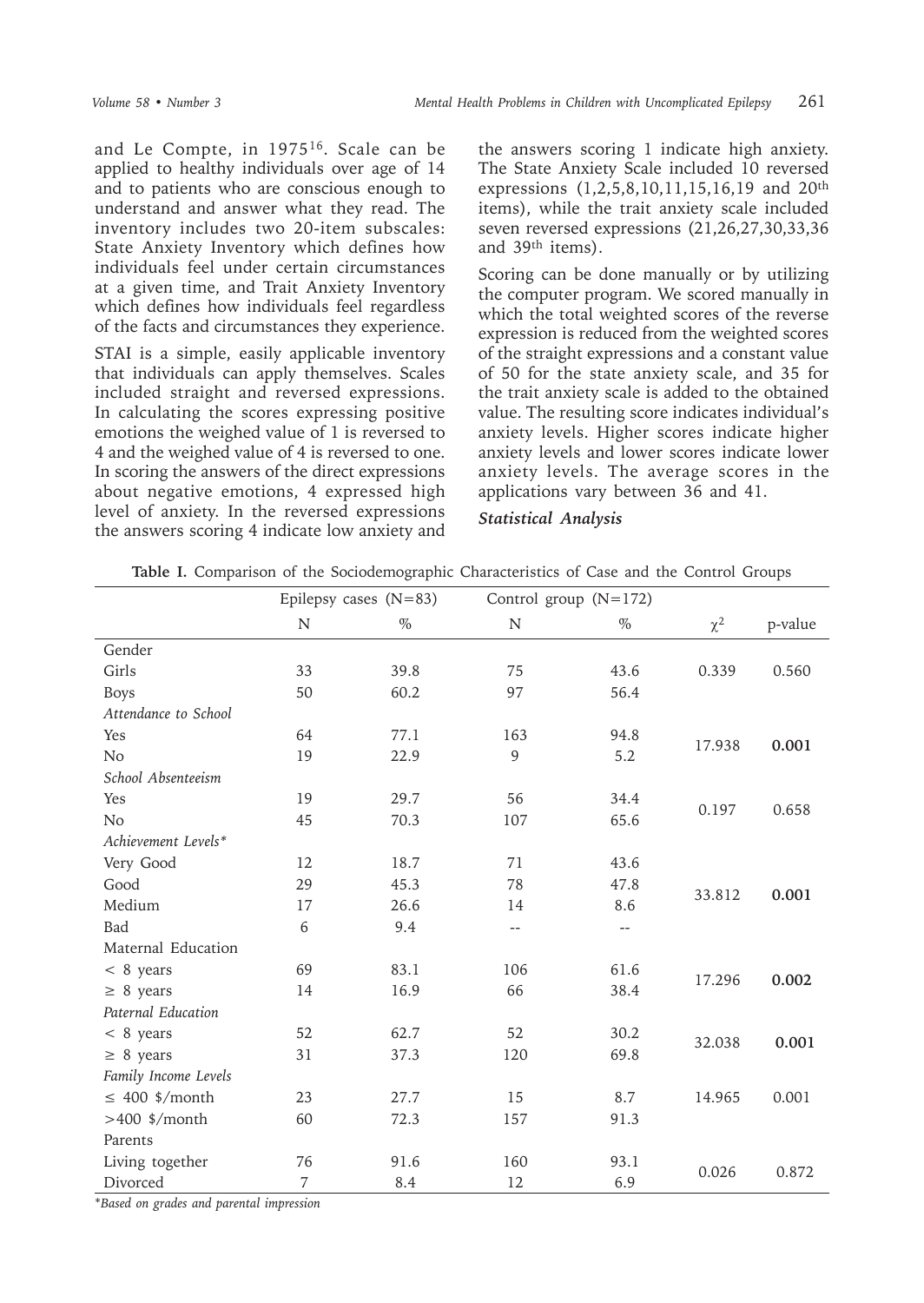and Le Compte, in 1975[16]. Scale can be applied to healthy individuals over age of 14 and to patients who are conscious enough to understand and answer what they read. The inventory includes two 20-item subscales: State Anxiety Inventory which defines how individuals feel under certain circumstances at a given time, and Trait Anxiety Inventory which defines how individuals feel regardless of the facts and circumstances they experience.

STAI is a simple, easily applicable inventory that individuals can apply themselves. Scales included straight and reversed expressions. In calculating the scores expressing positive emotions the weighed value of 1 is reversed to 4 and the weighed value of 4 is reversed to one. In scoring the answers of the direct expressions about negative emotions, 4 expressed high level of anxiety. In the reversed expressions the answers scoring 4 indicate low anxiety and the answers scoring 1 indicate high anxiety. The State Anxiety Scale included 10 reversed expressions (1,2,5,8,10,11,15,16,19 and 20th items), while the trait anxiety scale included seven reversed expressions (21,26,27,30,33,36 and 39th items).

Scoring can be done manually or by utilizing the computer program. We scored manually in which the total weighted scores of the reverse expression is reduced from the weighted scores of the straight expressions and a constant value of 50 for the state anxiety scale, and 35 for the trait anxiety scale is added to the obtained value. The resulting score indicates individual's anxiety levels. Higher scores indicate higher anxiety levels and lower scores indicate lower anxiety levels. The average scores in the applications vary between 36 and 41.

***Statistical Analysis***

**Table I.** Comparison of the Sociodemographic Characteristics of Case and the Control Groups

| | Epilepsy cases (N=83) | | Control group (N=172) | | | |
|---|---|---|---|---|---|---|
| | N | % | N | % | $\chi^2$ | p-value |
| Gender | | | | | | |
| Girls | 33 | 39.8 | 75 | 43.6 | 0.339 | 0.560 |
| Boys | 50 | 60.2 | 97 | 56.4 | | |
| *Attendance to School* | | | | | | |
| Yes | 64 | 77.1 | 163 | 94.8 | 17.938 | **0.001** |
| No | 19 | 22.9 | 9 | 5.2 | | |
| *School Absenteeism* | | | | | | |
| Yes | 19 | 29.7 | 56 | 34.4 | 0.197 | 0.658 |
| No | 45 | 70.3 | 107 | 65.6 | | |
| *Achievement Levels** | | | | | | |
| Very Good | 12 | 18.7 | 71 | 43.6 | 33.812 | **0.001** |
| Good | 29 | 45.3 | 78 | 47.8 | | |
| Medium | 17 | 26.6 | 14 | 8.6 | | |
| Bad | 6 | 9.4 | -- | -- | | |
| Maternal Education | | | | | | |
| < 8 years | 69 | 83.1 | 106 | 61.6 | 17.296 | **0.002** |
| ≥ 8 years | 14 | 16.9 | 66 | 38.4 | | |
| *Paternal Education* | | | | | | |
| < 8 years | 52 | 62.7 | 52 | 30.2 | 32.038 | **0.001** |
| ≥ 8 years | 31 | 37.3 | 120 | 69.8 | | |
| *Family Income Levels* | | | | | | |
| ≤ 400 $/month | 23 | 27.7 | 15 | 8.7 | 14.965 | 0.001 |
| >400 $/month | 60 | 72.3 | 157 | 91.3 | | |
| Parents | | | | | | |
| Living together | 76 | 91.6 | 160 | 93.1 | 0.026 | 0.872 |
| Divorced | 7 | 8.4 | 12 | 6.9 | | |

*\*Based on grades and parental impression*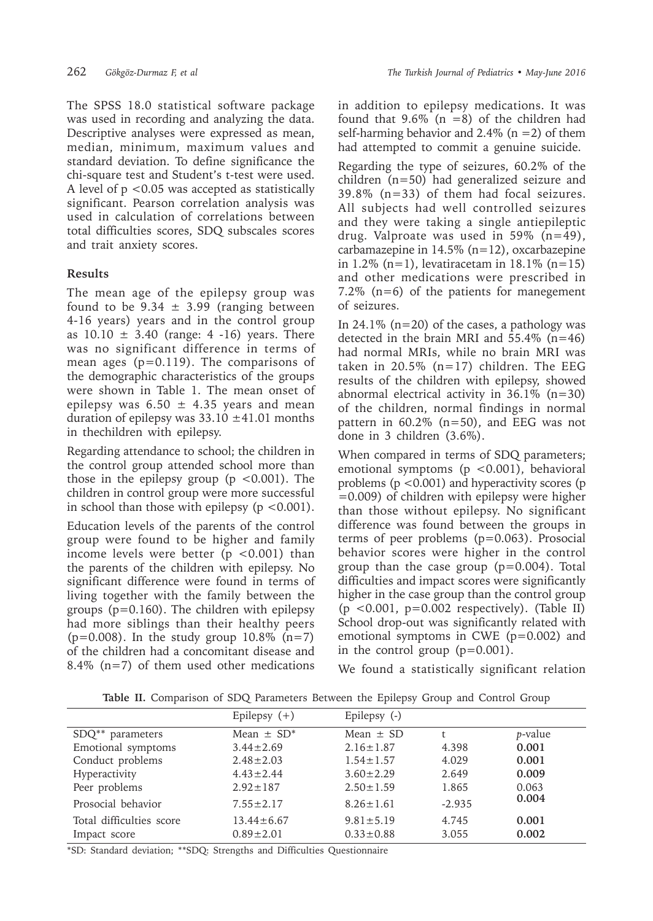The SPSS 18.0 statistical software package was used in recording and analyzing the data. Descriptive analyses were expressed as mean, median, minimum, maximum values and standard deviation. To define significance the chi-square test and Student's t-test were used. A level of $p < 0.05$ was accepted as statistically significant. Pearson correlation analysis was used in calculation of correlations between total difficulties scores, SDQ subscales scores and trait anxiety scores.

## Results

The mean age of the epilepsy group was found to be $9.34 \pm 3.99$ (ranging between 4-16 years) years and in the control group as $10.10 \pm 3.40$ (range: 4 -16) years. There was no significant difference in terms of mean ages ($p=0.119$). The comparisons of the demographic characteristics of the groups were shown in Table 1. The mean onset of epilepsy was $6.50 \pm 4.35$ years and mean duration of epilepsy was $33.10 \pm 41.01$ months in thechildren with epilepsy.

Regarding attendance to school; the children in the control group attended school more than those in the epilepsy group ($p < 0.001$). The children in control group were more successful in school than those with epilepsy ($p < 0.001$).

Education levels of the parents of the control group were found to be higher and family income levels were better ($p < 0.001$) than the parents of the children with epilepsy. No significant difference were found in terms of living together with the family between the groups ($p=0.160$). The children with epilepsy had more siblings than their healthy peers ($p=0.008$). In the study group 10.8% (n=7) of the children had a concomitant disease and 8.4% (n=7) of them used other medications in addition to epilepsy medications. It was found that 9.6% (n =8) of the children had self-harming behavior and 2.4% (n =2) of them had attempted to commit a genuine suicide.

Regarding the type of seizures, 60.2% of the children (n=50) had generalized seizure and 39.8% (n=33) of them had focal seizures. All subjects had well controlled seizures and they were taking a single antiepileptic drug. Valproate was used in 59% (n=49), carbamazepine in 14.5% (n=12), oxcarbazepine in 1.2% (n=1), levatiracetam in 18.1% (n=15) and other medications were prescribed in 7.2% (n=6) of the patients for manegement of seizures.

In 24.1% (n=20) of the cases, a pathology was detected in the brain MRI and 55.4% (n=46) had normal MRIs, while no brain MRI was taken in 20.5% (n=17) children. The EEG results of the children with epilepsy, showed abnormal electrical activity in 36.1% (n=30) of the children, normal findings in normal pattern in 60.2% (n=50), and EEG was not done in 3 children (3.6%).

When compared in terms of SDQ parameters; emotional symptoms ($p < 0.001$), behavioral problems ($p < 0.001$) and hyperactivity scores ($p = 0.009$) of children with epilepsy were higher than those without epilepsy. No significant difference was found between the groups in terms of peer problems ($p=0.063$). Prosocial behavior scores were higher in the control group than the case group ($p=0.004$). Total difficulties and impact scores were significantly higher in the case group than the control group ($p < 0.001$, $p=0.002$ respectively). (Table II) School drop-out was significantly related with emotional symptoms in CWE ($p=0.002$) and in the control group ($p=0.001$).

We found a statistically significant relation

**Table II.** Comparison of SDQ Parameters Between the Epilepsy Group and Control Group

| | Epilepsy (+) | Epilepsy (-) | | |
|---|---|---|---|---|
| SDQ** parameters | Mean ± SD* | Mean ± SD | t | *p*-value |
| Emotional symptoms | 3.44±2.69 | 2.16±1.87 | 4.398 | **0.001** |
| Conduct problems | 2.48±2.03 | 1.54±1.57 | 4.029 | **0.001** |
| Hyperactivity | 4.43±2.44 | 3.60±2.29 | 2.649 | **0.009** |
| Peer problems | 2.92±187 | 2.50±1.59 | 1.865 | 0.063 |
| Prosocial behavior | 7.55±2.17 | 8.26±1.61 | -2.935 | **0.004** |
| Total difficulties score | 13.44±6.67 | 9.81±5.19 | 4.745 | **0.001** |
| Impact score | 0.89±2.01 | 0.33±0.88 | 3.055 | **0.002** |

*SD: Standard deviation; **SDQ: Strengths and Difficulties Questionnaire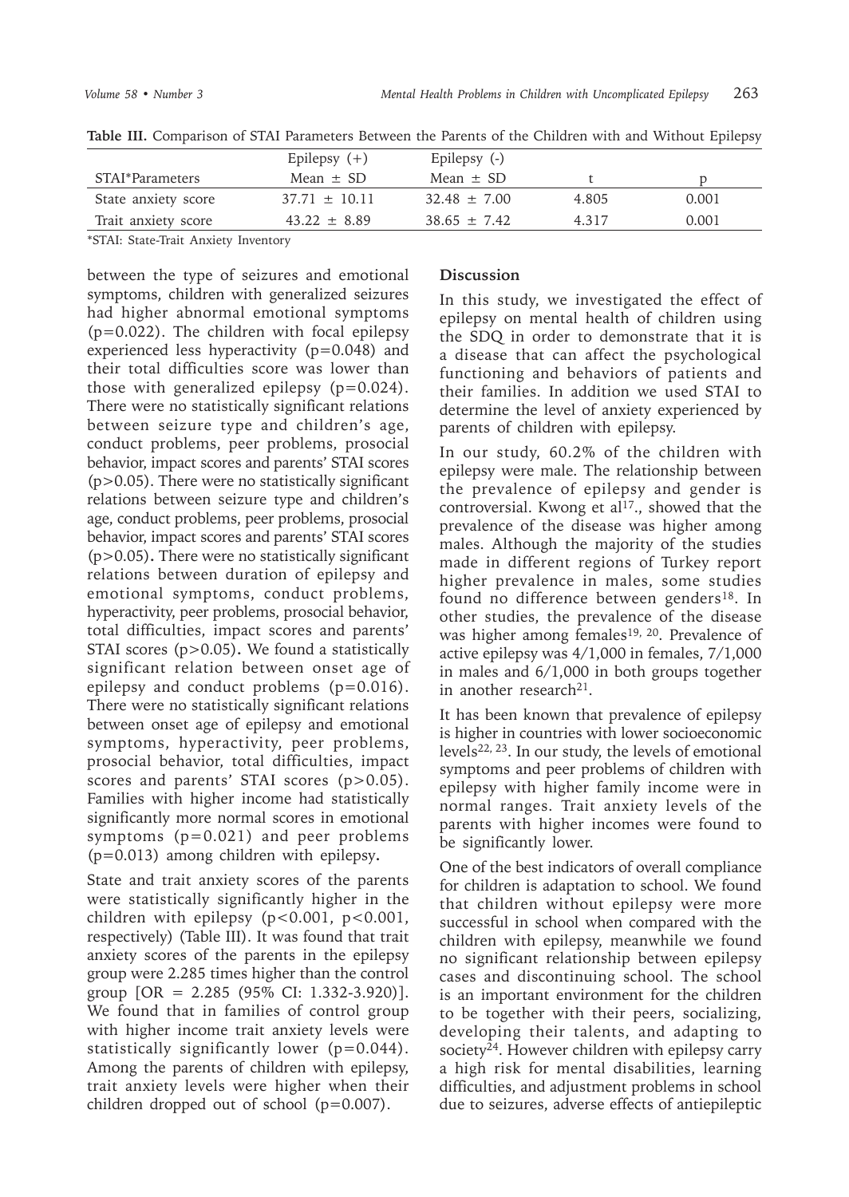**Table III.** Comparison of STAI Parameters Between the Parents of the Children with and Without Epilepsy

| STAI*Parameters | Epilepsy (+) Mean ± SD | Epilepsy (-) Mean ± SD | t | p |
|---|---|---|---|---|
| State anxiety score | 37.71 ± 10.11 | 32.48 ± 7.00 | 4.805 | 0.001 |
| Trait anxiety score | 43.22 ± 8.89 | 38.65 ± 7.42 | 4.317 | 0.001 |

*STAI: State-Trait Anxiety Inventory

between the type of seizures and emotional symptoms, children with generalized seizures had higher abnormal emotional symptoms ($p=0.022$). The children with focal epilepsy experienced less hyperactivity ($p=0.048$) and their total difficulties score was lower than those with generalized epilepsy ($p=0.024$). There were no statistically significant relations between seizure type and children's age, conduct problems, peer problems, prosocial behavior, impact scores and parents' STAI scores ($p>0.05$). There were no statistically significant relations between seizure type and children's age, conduct problems, peer problems, prosocial behavior, impact scores and parents' STAI scores ($p>0.05$). There were no statistically significant relations between duration of epilepsy and emotional symptoms, conduct problems, hyperactivity, peer problems, prosocial behavior, total difficulties, impact scores and parents' STAI scores ($p>0.05$). We found a statistically significant relation between onset age of epilepsy and conduct problems ($p=0.016$). There were no statistically significant relations between onset age of epilepsy and emotional symptoms, hyperactivity, peer problems, prosocial behavior, total difficulties, impact scores and parents' STAI scores ($p>0.05$). Families with higher income had statistically significantly more normal scores in emotional symptoms ($p=0.021$) and peer problems ($p=0.013$) among children with epilepsy.

State and trait anxiety scores of the parents were statistically significantly higher in the children with epilepsy ($p<0.001$, $p<0.001$, respectively) (Table III). It was found that trait anxiety scores of the parents in the epilepsy group were 2.285 times higher than the control group [OR = 2.285 (95% CI: 1.332-3.920)]. We found that in families of control group with higher income trait anxiety levels were statistically significantly lower ($p=0.044$). Among the parents of children with epilepsy, trait anxiety levels were higher when their children dropped out of school ($p=0.007$).

## Discussion

In this study, we investigated the effect of epilepsy on mental health of children using the SDQ in order to demonstrate that it is a disease that can affect the psychological functioning and behaviors of patients and their families. In addition we used STAI to determine the level of anxiety experienced by parents of children with epilepsy.

In our study, 60.2% of the children with epilepsy were male. The relationship between the prevalence of epilepsy and gender is controversial. Kwong et al[17]., showed that the prevalence of the disease was higher among males. Although the majority of the studies made in different regions of Turkey report higher prevalence in males, some studies found no difference between genders[18]. In other studies, the prevalence of the disease was higher among females[19, 20]. Prevalence of active epilepsy was 4/1,000 in females, 7/1,000 in males and 6/1,000 in both groups together in another research[21].

It has been known that prevalence of epilepsy is higher in countries with lower socioeconomic levels[22, 23]. In our study, the levels of emotional symptoms and peer problems of children with epilepsy with higher family income were in normal ranges. Trait anxiety levels of the parents with higher incomes were found to be significantly lower.

One of the best indicators of overall compliance for children is adaptation to school. We found that children without epilepsy were more successful in school when compared with the children with epilepsy, meanwhile we found no significant relationship between epilepsy cases and discontinuing school. The school is an important environment for the children to be together with their peers, socializing, developing their talents, and adapting to society[24]. However children with epilepsy carry a high risk for mental disabilities, learning difficulties, and adjustment problems in school due to seizures, adverse effects of antiepileptic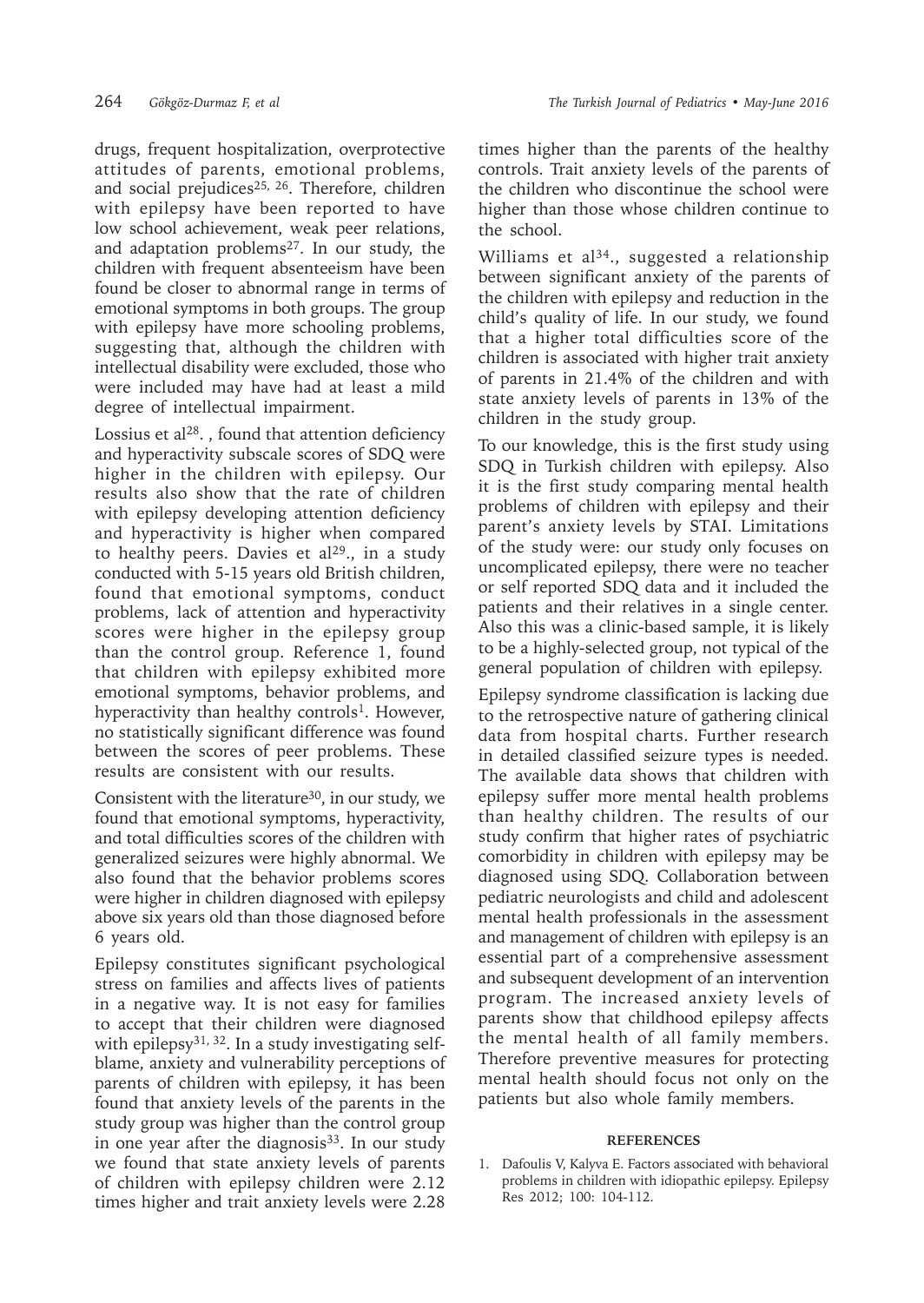drugs, frequent hospitalization, overprotective attitudes of parents, emotional problems, and social prejudices[25, 26]. Therefore, children with epilepsy have been reported to have low school achievement, weak peer relations, and adaptation problems[27]. In our study, the children with frequent absenteeism have been found be closer to abnormal range in terms of emotional symptoms in both groups. The group with epilepsy have more schooling problems, suggesting that, although the children with intellectual disability were excluded, those who were included may have had at least a mild degree of intellectual impairment.

Lossius et al[28]. , found that attention deficiency and hyperactivity subscale scores of SDQ were higher in the children with epilepsy. Our results also show that the rate of children with epilepsy developing attention deficiency and hyperactivity is higher when compared to healthy peers. Davies et al[29]., in a study conducted with 5-15 years old British children, found that emotional symptoms, conduct problems, lack of attention and hyperactivity scores were higher in the epilepsy group than the control group. Reference 1, found that children with epilepsy exhibited more emotional symptoms, behavior problems, and hyperactivity than healthy controls[1]. However, no statistically significant difference was found between the scores of peer problems. These results are consistent with our results.

Consistent with the literature[30], in our study, we found that emotional symptoms, hyperactivity, and total difficulties scores of the children with generalized seizures were highly abnormal. We also found that the behavior problems scores were higher in children diagnosed with epilepsy above six years old than those diagnosed before 6 years old.

Epilepsy constitutes significant psychological stress on families and affects lives of patients in a negative way. It is not easy for families to accept that their children were diagnosed with epilepsy[31, 32]. In a study investigating self-blame, anxiety and vulnerability perceptions of parents of children with epilepsy, it has been found that anxiety levels of the parents in the study group was higher than the control group in one year after the diagnosis[33]. In our study we found that state anxiety levels of parents of children with epilepsy children were 2.12 times higher and trait anxiety levels were 2.28 times higher than the parents of the healthy controls. Trait anxiety levels of the parents of the children who discontinue the school were higher than those whose children continue to the school.

Williams et al[34]., suggested a relationship between significant anxiety of the parents of the children with epilepsy and reduction in the child's quality of life. In our study, we found that a higher total difficulties score of the children is associated with higher trait anxiety of parents in 21.4% of the children and with state anxiety levels of parents in 13% of the children in the study group.

To our knowledge, this is the first study using SDQ in Turkish children with epilepsy. Also it is the first study comparing mental health problems of children with epilepsy and their parent's anxiety levels by STAI. Limitations of the study were: our study only focuses on uncomplicated epilepsy, there were no teacher or self reported SDQ data and it included the patients and their relatives in a single center. Also this was a clinic-based sample, it is likely to be a highly-selected group, not typical of the general population of children with epilepsy.

Epilepsy syndrome classification is lacking due to the retrospective nature of gathering clinical data from hospital charts. Further research in detailed classified seizure types is needed. The available data shows that children with epilepsy suffer more mental health problems than healthy children. The results of our study confirm that higher rates of psychiatric comorbidity in children with epilepsy may be diagnosed using SDQ. Collaboration between pediatric neurologists and child and adolescent mental health professionals in the assessment and management of children with epilepsy is an essential part of a comprehensive assessment and subsequent development of an intervention program. The increased anxiety levels of parents show that childhood epilepsy affects the mental health of all family members. Therefore preventive measures for protecting mental health should focus not only on the patients but also whole family members.

## REFERENCES

1. Dafoulis V, Kalyva E. Factors associated with behavioral problems in children with idiopathic epilepsy. Epilepsy Res 2012; 100: 104-112.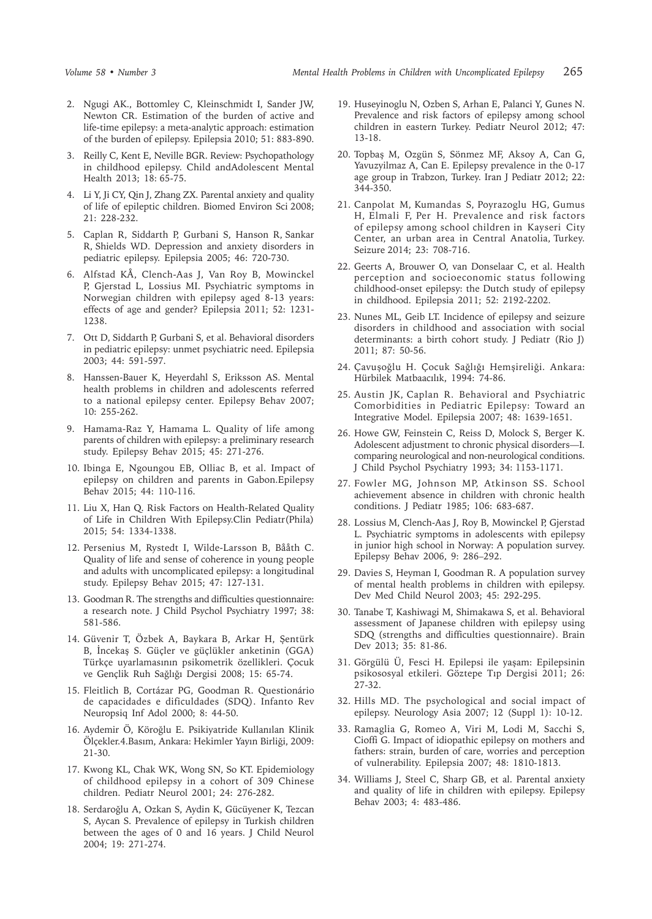2. Ngugi AK., Bottomley C, Kleinschmidt I, Sander JW, Newton CR. Estimation of the burden of active and life-time epilepsy: a meta-analytic approach: estimation of the burden of epilepsy. Epilepsia 2010; 51: 883-890.
3. Reilly C, Kent E, Neville BGR. Review: Psychopathology in childhood epilepsy. Child andAdolescent Mental Health 2013; 18: 65-75.
4. Li Y, Ji CY, Qin J, Zhang ZX. Parental anxiety and quality of life of epileptic children. Biomed Environ Sci 2008; 21: 228-232.
5. Caplan R, Siddarth P, Gurbani S, Hanson R, Sankar R, Shields WD. Depression and anxiety disorders in pediatric epilepsy. Epilepsia 2005; 46: 720-730.
6. Alfstad KÅ, Clench-Aas J, Van Roy B, Mowinckel P, Gjerstad L, Lossius MI. Psychiatric symptoms in Norwegian children with epilepsy aged 8-13 years: effects of age and gender? Epilepsia 2011; 52: 1231-1238.
7. Ott D, Siddarth P, Gurbani S, et al. Behavioral disorders in pediatric epilepsy: unmet psychiatric need. Epilepsia 2003; 44: 591-597.
8. Hanssen-Bauer K, Heyerdahl S, Eriksson AS. Mental health problems in children and adolescents referred to a national epilepsy center. Epilepsy Behav 2007; 10: 255-262.
9. Hamama-Raz Y, Hamama L. Quality of life among parents of children with epilepsy: a preliminary research study. Epilepsy Behav 2015; 45: 271-276.
10. Ibinga E, Ngoungou EB, Olliac B, et al. Impact of epilepsy on children and parents in Gabon.Epilepsy Behav 2015; 44: 110-116.
11. Liu X, Han Q. Risk Factors on Health-Related Quality of Life in Children With Epilepsy.Clin Pediatr(Phila) 2015; 54: 1334-1338.
12. Persenius M, Rystedt I, Wilde-Larsson B, Bååth C. Quality of life and sense of coherence in young people and adults with uncomplicated epilepsy: a longitudinal study. Epilepsy Behav 2015; 47: 127-131.
13. Goodman R. The strengths and difficulties questionnaire: a research note. J Child Psychol Psychiatry 1997; 38: 581-586.
14. Güvenir T, Özbek A, Baykara B, Arkar H, Şentürk B, İncekaş S. Güçler ve güçlükler anketinin (GGA) Türkçe uyarlamasının psikometrik özellikleri. Çocuk ve Gençlik Ruh Sağlığı Dergisi 2008; 15: 65-74.
15. Fleitlich B, Cortázar PG, Goodman R. Questionário de capacidades e dificuldades (SDQ). Infanto Rev Neuropsiq Inf Adol 2000; 8: 44-50.
16. Aydemir Ö, Köroğlu E. Psikiyatride Kullanılan Klinik Ölçekler.4.Basım, Ankara: Hekimler Yayın Birliği, 2009: 21-30.
17. Kwong KL, Chak WK, Wong SN, So KT. Epidemiology of childhood epilepsy in a cohort of 309 Chinese children. Pediatr Neurol 2001; 24: 276-282.
18. Serdaroğlu A, Ozkan S, Aydin K, Gücüyener K, Tezcan S, Aycan S. Prevalence of epilepsy in Turkish children between the ages of 0 and 16 years. J Child Neurol 2004; 19: 271-274.
19. Huseyinoglu N, Ozben S, Arhan E, Palanci Y, Gunes N. Prevalence and risk factors of epilepsy among school children in eastern Turkey. Pediatr Neurol 2012; 47: 13-18.
20. Topbaş M, Ozgün S, Sönmez MF, Aksoy A, Can G, Yavuzyilmaz A, Can E. Epilepsy prevalence in the 0-17 age group in Trabzon, Turkey. Iran J Pediatr 2012; 22: 344-350.
21. Canpolat M, Kumandas S, Poyrazoglu HG, Gumus H, Elmali F, Per H. Prevalence and risk factors of epilepsy among school children in Kayseri City Center, an urban area in Central Anatolia, Turkey. Seizure 2014; 23: 708-716.
22. Geerts A, Brouwer O, van Donselaar C, et al. Health perception and socioeconomic status following childhood-onset epilepsy: the Dutch study of epilepsy in childhood. Epilepsia 2011; 52: 2192-2202.
23. Nunes ML, Geib LT. Incidence of epilepsy and seizure disorders in childhood and association with social determinants: a birth cohort study. J Pediatr (Rio J) 2011; 87: 50-56.
24. Çavuşoğlu H. Çocuk Sağlığı Hemşireliği. Ankara: Hürbilek Matbaacılık, 1994: 74-86.
25. Austin JK, Caplan R. Behavioral and Psychiatric Comorbidities in Pediatric Epilepsy: Toward an Integrative Model. Epilepsia 2007; 48: 1639-1651.
26. Howe GW, Feinstein C, Reiss D, Molock S, Berger K. Adolescent adjustment to chronic physical disorders—I. comparing neurological and non-neurological conditions. J Child Psychol Psychiatry 1993; 34: 1153-1171.
27. Fowler MG, Johnson MP, Atkinson SS. School achievement absence in children with chronic health conditions. J Pediatr 1985; 106: 683-687.
28. Lossius M, Clench-Aas J, Roy B, Mowinckel P, Gjerstad L. Psychiatric symptoms in adolescents with epilepsy in junior high school in Norway: A population survey. Epilepsy Behav 2006, 9: 286–292.
29. Davies S, Heyman I, Goodman R. A population survey of mental health problems in children with epilepsy. Dev Med Child Neurol 2003; 45: 292-295.
30. Tanabe T, Kashiwagi M, Shimakawa S, et al. Behavioral assessment of Japanese children with epilepsy using SDQ (strengths and difficulties questionnaire). Brain Dev 2013; 35: 81-86.
31. Görgülü Ü, Fesci H. Epilepsi ile yaşam: Epilepsinin psikososyal etkileri. Göztepe Tıp Dergisi 2011; 26: 27-32.
32. Hills MD. The psychological and social impact of epilepsy. Neurology Asia 2007; 12 (Suppl 1): 10-12.
33. Ramaglia G, Romeo A, Viri M, Lodi M, Sacchi S, Cioffi G. Impact of idiopathic epilepsy on mothers and fathers: strain, burden of care, worries and perception of vulnerability. Epilepsia 2007; 48: 1810-1813.
34. Williams J, Steel C, Sharp GB, et al. Parental anxiety and quality of life in children with epilepsy. Epilepsy Behav 2003; 4: 483-486.